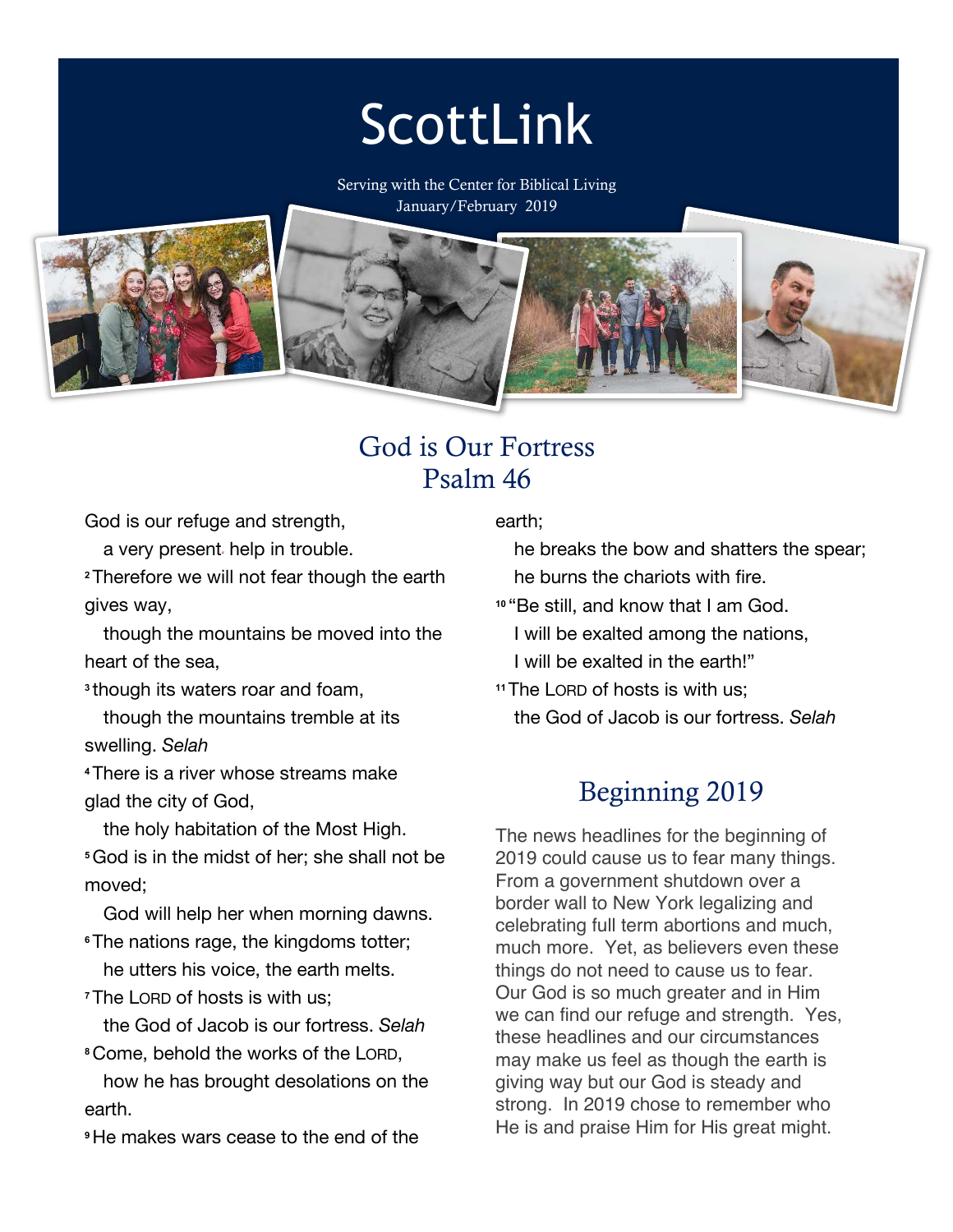# ScottLink

Serving with the Center for Biblical Living
January/February 2019

## God is Our Fortress
## Psalm 46

God is our refuge and strength,
  a very present help in trouble.
[2] Therefore we will not fear though the earth gives way,
  though the mountains be moved into the heart of the sea,
[3] though its waters roar and foam,
  though the mountains tremble at its swelling. *Selah*
[4] There is a river whose streams make glad the city of God,
  the holy habitation of the Most High.
[5] God is in the midst of her; she shall not be moved;
  God will help her when morning dawns.
[6] The nations rage, the kingdoms totter;
  he utters his voice, the earth melts.
[7] The LORD of hosts is with us;
  the God of Jacob is our fortress. *Selah*
[8] Come, behold the works of the LORD,
  how he has brought desolations on the earth.
[9] He makes wars cease to the end of the earth;
  he breaks the bow and shatters the spear;
  he burns the chariots with fire.
[10] "Be still, and know that I am God.
  I will be exalted among the nations,
  I will be exalted in the earth!"
[11] The LORD of hosts is with us;
  the God of Jacob is our fortress. *Selah*

## Beginning 2019

The news headlines for the beginning of 2019 could cause us to fear many things. From a government shutdown over a border wall to New York legalizing and celebrating full term abortions and much, much more. Yet, as believers even these things do not need to cause us to fear. Our God is so much greater and in Him we can find our refuge and strength. Yes, these headlines and our circumstances may make us feel as though the earth is giving way but our God is steady and strong. In 2019 chose to remember who He is and praise Him for His great might.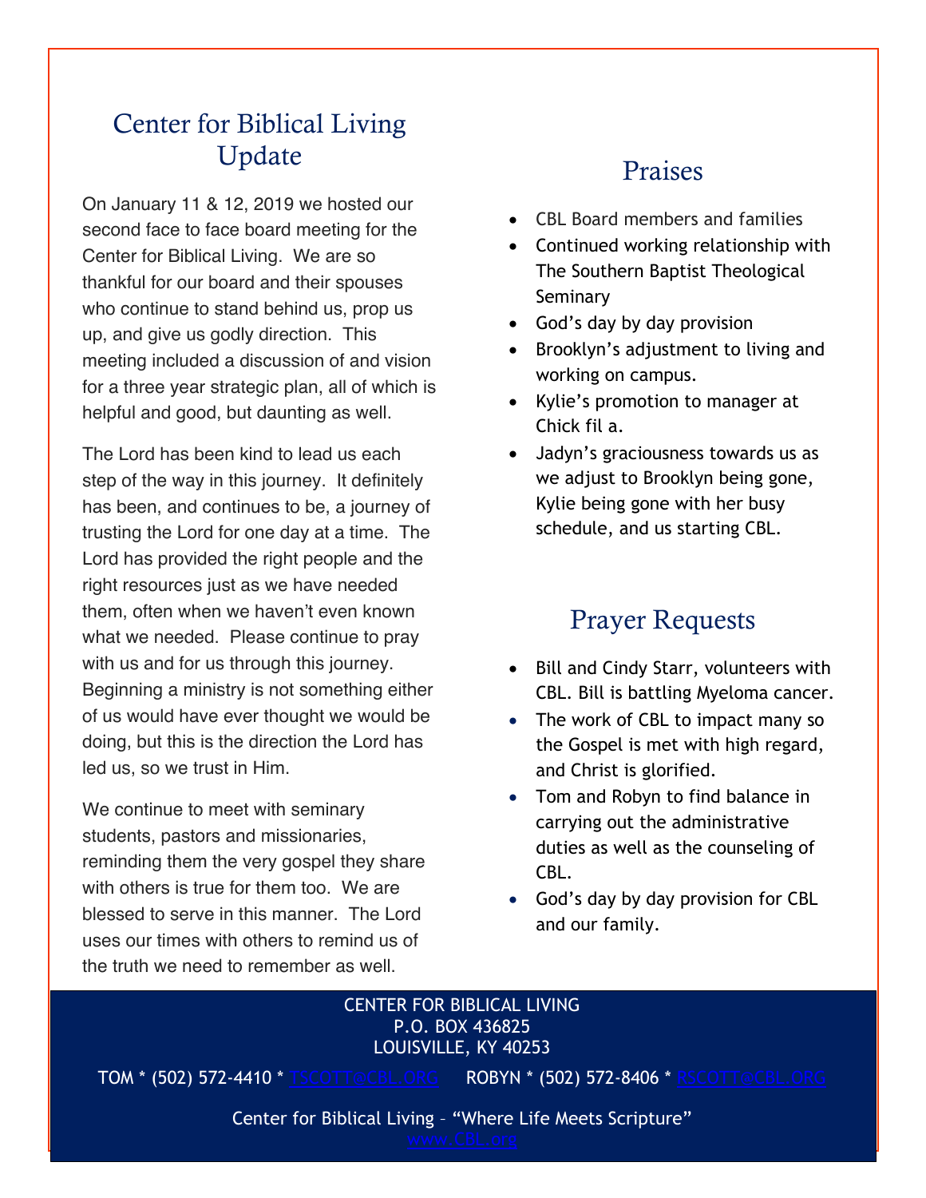## Center for Biblical Living Update

On January 11 & 12, 2019 we hosted our second face to face board meeting for the Center for Biblical Living. We are so thankful for our board and their spouses who continue to stand behind us, prop us up, and give us godly direction. This meeting included a discussion of and vision for a three year strategic plan, all of which is helpful and good, but daunting as well.

The Lord has been kind to lead us each step of the way in this journey. It definitely has been, and continues to be, a journey of trusting the Lord for one day at a time. The Lord has provided the right people and the right resources just as we have needed them, often when we haven't even known what we needed. Please continue to pray with us and for us through this journey. Beginning a ministry is not something either of us would have ever thought we would be doing, but this is the direction the Lord has led us, so we trust in Him.

We continue to meet with seminary students, pastors and missionaries, reminding them the very gospel they share with others is true for them too. We are blessed to serve in this manner. The Lord uses our times with others to remind us of the truth we need to remember as well.

## Praises

- CBL Board members and families
- Continued working relationship with The Southern Baptist Theological Seminary
- God's day by day provision
- Brooklyn's adjustment to living and working on campus.
- Kylie's promotion to manager at Chick fil a.
- Jadyn's graciousness towards us as we adjust to Brooklyn being gone, Kylie being gone with her busy schedule, and us starting CBL.

## Prayer Requests

- Bill and Cindy Starr, volunteers with CBL. Bill is battling Myeloma cancer.
- The work of CBL to impact many so the Gospel is met with high regard, and Christ is glorified.
- Tom and Robyn to find balance in carrying out the administrative duties as well as the counseling of CBL.
- God's day by day provision for CBL and our family.

CENTER FOR BIBLICAL LIVING
P.O. BOX 436825
LOUISVILLE, KY 40253

TOM * (502) 572-4410 * TSCOTT@CBL.ORG     ROBYN * (502) 572-8406 * RSCOTT@CBL.ORG

Center for Biblical Living – "Where Life Meets Scripture"
www.CBL.org